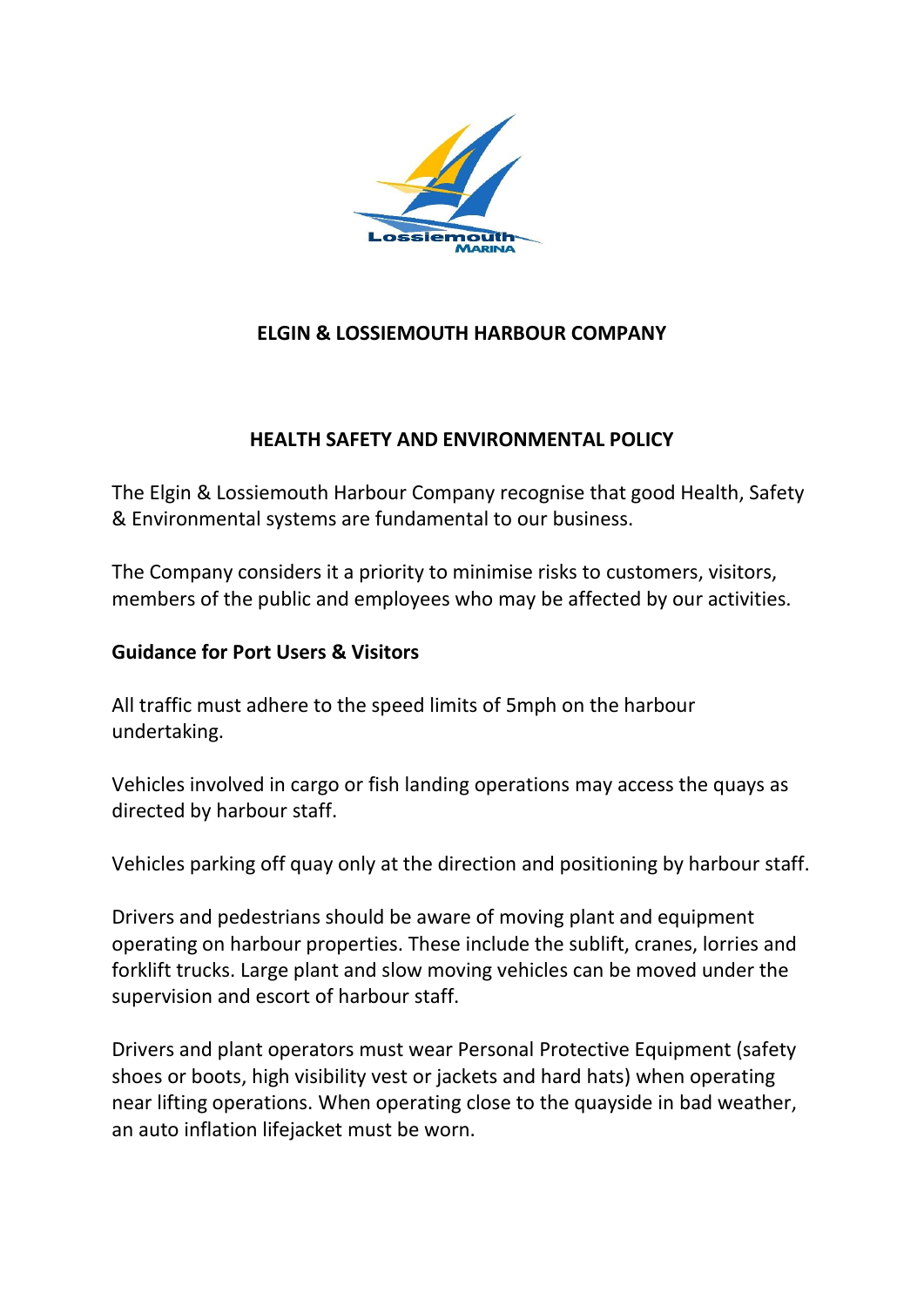# ELGIN & LOSSIEMOUTH HARBOUR COMPANY

## HEALTH SAFETY AND ENVIRONMENTAL POLICY

The Elgin & Lossiemouth Harbour Company recognise that good Health, Safety & Environmental systems are fundamental to our business.

The Company considers it a priority to minimise risks to customers, visitors, members of the public and employees who may be affected by our activities.

**Guidance for Port Users & Visitors**

All traffic must adhere to the speed limits of 5mph on the harbour undertaking.

Vehicles involved in cargo or fish landing operations may access the quays as directed by harbour staff.

Vehicles parking off quay only at the direction and positioning by harbour staff.

Drivers and pedestrians should be aware of moving plant and equipment operating on harbour properties. These include the sublift, cranes, lorries and forklift trucks. Large plant and slow moving vehicles can be moved under the supervision and escort of harbour staff.

Drivers and plant operators must wear Personal Protective Equipment (safety shoes or boots, high visibility vest or jackets and hard hats) when operating near lifting operations. When operating close to the quayside in bad weather, an auto inflation lifejacket must be worn.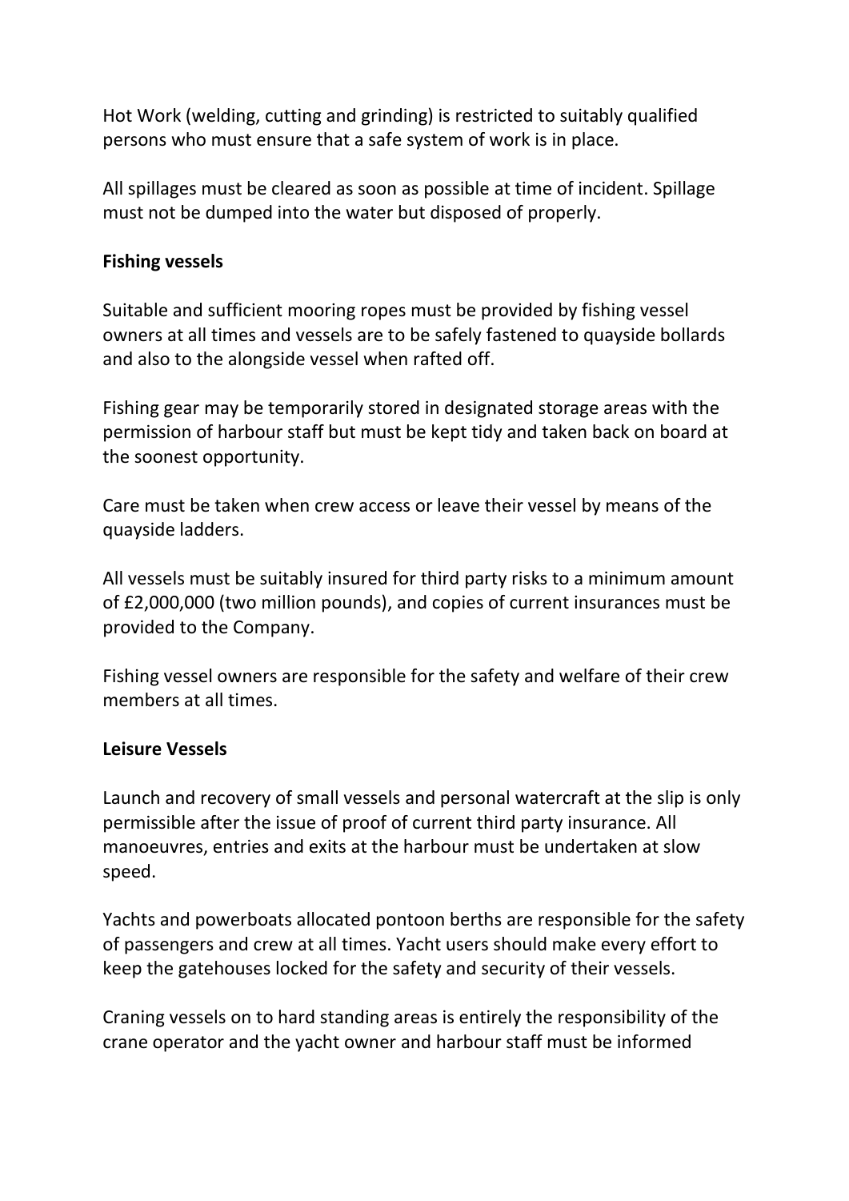Hot Work (welding, cutting and grinding) is restricted to suitably qualified persons who must ensure that a safe system of work is in place.

All spillages must be cleared as soon as possible at time of incident. Spillage must not be dumped into the water but disposed of properly.

**Fishing vessels**

Suitable and sufficient mooring ropes must be provided by fishing vessel owners at all times and vessels are to be safely fastened to quayside bollards and also to the alongside vessel when rafted off.

Fishing gear may be temporarily stored in designated storage areas with the permission of harbour staff but must be kept tidy and taken back on board at the soonest opportunity.

Care must be taken when crew access or leave their vessel by means of the quayside ladders.

All vessels must be suitably insured for third party risks to a minimum amount of £2,000,000 (two million pounds), and copies of current insurances must be provided to the Company.

Fishing vessel owners are responsible for the safety and welfare of their crew members at all times.

**Leisure Vessels**

Launch and recovery of small vessels and personal watercraft at the slip is only permissible after the issue of proof of current third party insurance. All manoeuvres, entries and exits at the harbour must be undertaken at slow speed.

Yachts and powerboats allocated pontoon berths are responsible for the safety of passengers and crew at all times. Yacht users should make every effort to keep the gatehouses locked for the safety and security of their vessels.

Craning vessels on to hard standing areas is entirely the responsibility of the crane operator and the yacht owner and harbour staff must be informed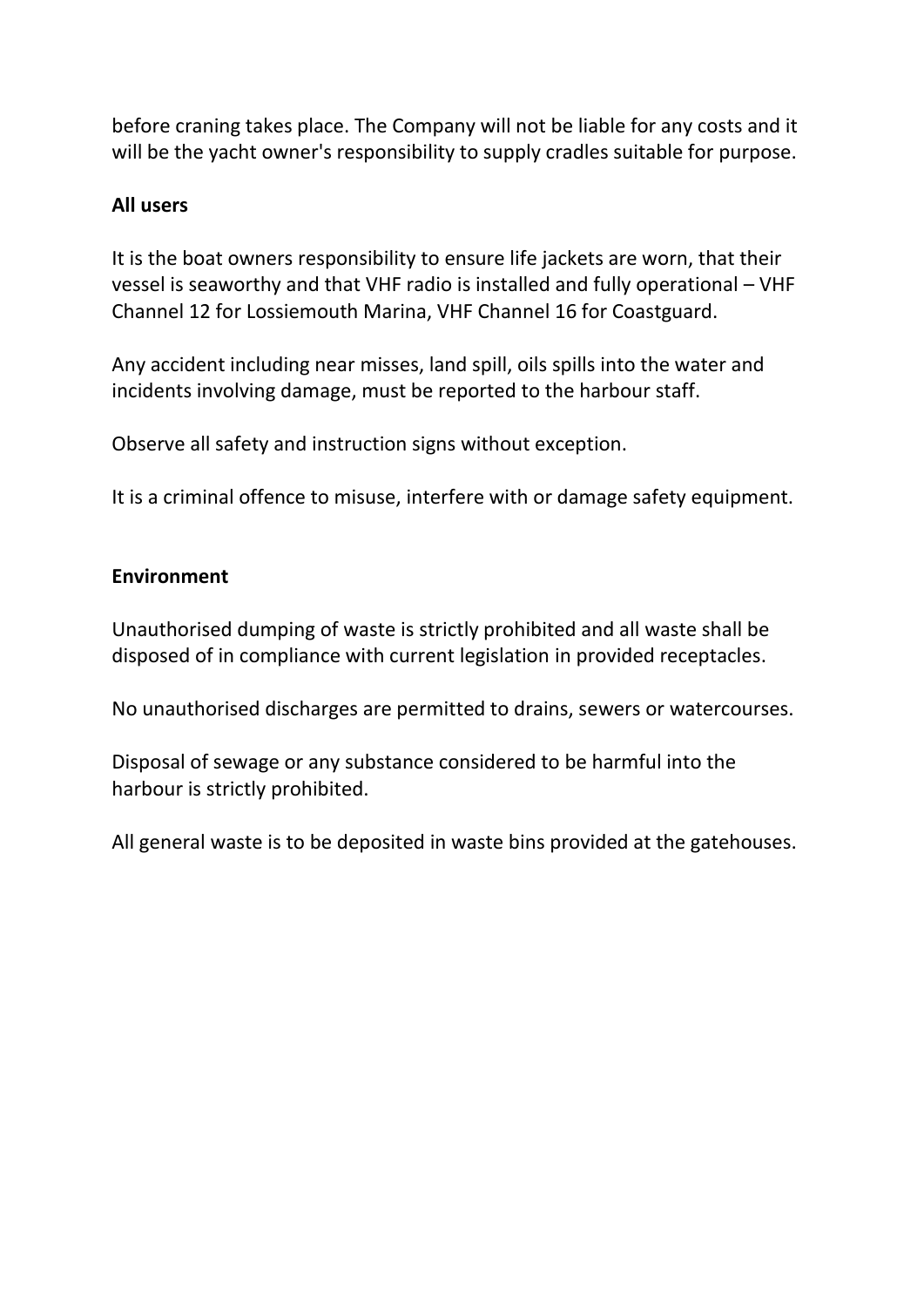before craning takes place. The Company will not be liable for any costs and it will be the yacht owner's responsibility to supply cradles suitable for purpose.

**All users**

It is the boat owners responsibility to ensure life jackets are worn, that their vessel is seaworthy and that VHF radio is installed and fully operational – VHF Channel 12 for Lossiemouth Marina, VHF Channel 16 for Coastguard.

Any accident including near misses, land spill, oils spills into the water and incidents involving damage, must be reported to the harbour staff.

Observe all safety and instruction signs without exception.

It is a criminal offence to misuse, interfere with or damage safety equipment.

**Environment**

Unauthorised dumping of waste is strictly prohibited and all waste shall be disposed of in compliance with current legislation in provided receptacles.

No unauthorised discharges are permitted to drains, sewers or watercourses.

Disposal of sewage or any substance considered to be harmful into the harbour is strictly prohibited.

All general waste is to be deposited in waste bins provided at the gatehouses.